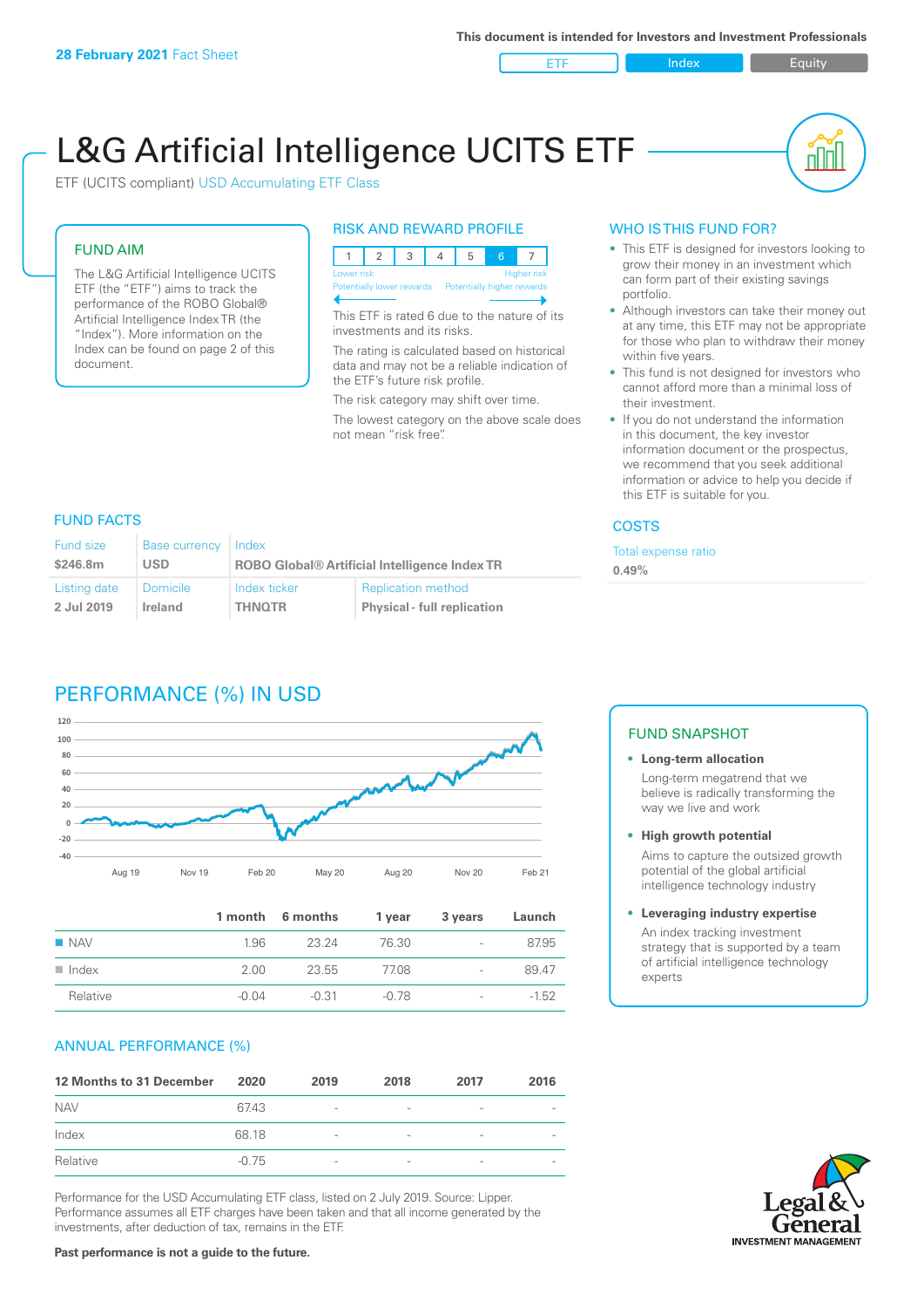**28 February 2021** Fact Sheet

This document is intended for Investors and Investment Professionals

ETF | Index | Equity

# L&G Artificial Intelligence UCITS ETF

ETF (UCITS compliant) USD Accumulating ETF Class

## FUND AIM

The L&G Artificial Intelligence UCITS ETF (the "ETF") aims to track the performance of the ROBO Global® Artificial Intelligence Index TR (the "Index"). More information on the Index can be found on page 2 of this document.

## RISK AND REWARD PROFILE

| 1 | 2 | 3 | 4 | 5 | 6 | 7 |
|---|---|---|---|---|---|---|

Lower risk — Higher risk
Potentially lower rewards — Potentially higher rewards

This ETF is rated 6 due to the nature of its investments and its risks.

The rating is calculated based on historical data and may not be a reliable indication of the ETF's future risk profile.

The risk category may shift over time.

The lowest category on the above scale does not mean "risk free".

## WHO IS THIS FUND FOR?

- This ETF is designed for investors looking to grow their money in an investment which can form part of their existing savings portfolio.
- Although investors can take their money out at any time, this ETF may not be appropriate for those who plan to withdraw their money within five years.
- This fund is not designed for investors who cannot afford more than a minimal loss of their investment.
- If you do not understand the information in this document, the key investor information document or the prospectus, we recommend that you seek additional information or advice to help you decide if this ETF is suitable for you.

## FUND FACTS

| Fund size | Base currency | Index | |
|---|---|---|---|
| $246.8m | USD | ROBO Global® Artificial Intelligence Index TR | |
| **Listing date** | **Domicile** | **Index ticker** | **Replication method** |
| 2 Jul 2019 | Ireland | THNQTR | Physical - full replication |

## COSTS

Total expense ratio
**0.49%**

## PERFORMANCE (%) IN USD

| | 1 month | 6 months | 1 year | 3 years | Launch |
|---|---|---|---|---|---|
| NAV | 1.96 | 23.24 | 76.30 | - | 87.95 |
| Index | 2.00 | 23.55 | 77.08 | - | 89.47 |
| Relative | -0.04 | -0.31 | -0.78 | - | -1.52 |

## ANNUAL PERFORMANCE (%)

| 12 Months to 31 December | 2020 | 2019 | 2018 | 2017 | 2016 |
|---|---|---|---|---|---|
| NAV | 67.43 | - | - | - | - |
| Index | 68.18 | - | - | - | - |
| Relative | -0.75 | - | - | - | - |

Performance for the USD Accumulating ETF class, listed on 2 July 2019. Source: Lipper. Performance assumes all ETF charges have been taken and that all income generated by the investments, after deduction of tax, remains in the ETF.

**Past performance is not a guide to the future.**

## FUND SNAPSHOT

- **Long-term allocation**
  Long-term megatrend that we believe is radically transforming the way we live and work
- **High growth potential**
  Aims to capture the outsized growth potential of the global artificial intelligence technology industry
- **Leveraging industry expertise**
  An index tracking investment strategy that is supported by a team of artificial intelligence technology experts

Legal & General INVESTMENT MANAGEMENT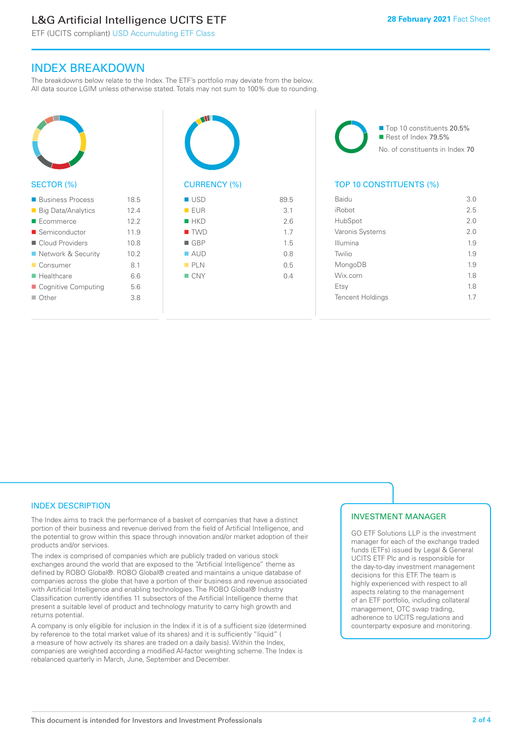## INDEX BREAKDOWN

The breakdowns below relate to the Index. The ETF's portfolio may deviate from the below. All data source LGIM unless otherwise stated. Totals may not sum to 100% due to rounding.

### SECTOR (%)

| Sector | % |
|---|---|
| Business Process | 18.5 |
| Big Data/Analytics | 12.4 |
| Ecommerce | 12.2 |
| Semiconductor | 11.9 |
| Cloud Providers | 10.8 |
| Network & Security | 10.2 |
| Consumer | 8.1 |
| Healthcare | 6.6 |
| Cognitive Computing | 5.6 |
| Other | 3.8 |

### CURRENCY (%)

| Currency | % |
|---|---|
| USD | 89.5 |
| EUR | 3.1 |
| HKD | 2.6 |
| TWD | 1.7 |
| GBP | 1.5 |
| AUD | 0.8 |
| PLN | 0.5 |
| CNY | 0.4 |

Top 10 constituents 20.5%
Rest of Index 79.5%
No. of constituents in Index 70

### TOP 10 CONSTITUENTS (%)

| Constituent | % |
|---|---|
| Baidu | 3.0 |
| iRobot | 2.5 |
| HubSpot | 2.0 |
| Varonis Systems | 2.0 |
| Illumina | 1.9 |
| Twilio | 1.9 |
| MongoDB | 1.9 |
| Wix.com | 1.8 |
| Etsy | 1.8 |
| Tencent Holdings | 1.7 |

## INDEX DESCRIPTION

The Index aims to track the performance of a basket of companies that have a distinct portion of their business and revenue derived from the field of Artificial Intelligence, and the potential to grow within this space through innovation and/or market adoption of their products and/or services.

The index is comprised of companies which are publicly traded on various stock exchanges around the world that are exposed to the "Artificial Intelligence" theme as defined by ROBO Global®. ROBO Global® created and maintains a unique database of companies across the globe that have a portion of their business and revenue associated with Artificial Intelligence and enabling technologies. The ROBO Global® Industry Classification currently identifies 11 subsectors of the Artificial Intelligence theme that present a suitable level of product and technology maturity to carry high growth and returns potential.

A company is only eligible for inclusion in the Index if it is of a sufficient size (determined by reference to the total market value of its shares) and it is sufficiently "liquid" ( a measure of how actively its shares are traded on a daily basis). Within the Index, companies are weighted according a modified AI-factor weighting scheme. The Index is rebalanced quarterly in March, June, September and December.

## INVESTMENT MANAGER

GO ETF Solutions LLP is the investment manager for each of the exchange traded funds (ETFs) issued by Legal & General UCITS ETF Plc and is responsible for the day-to-day investment management decisions for this ETF. The team is highly experienced with respect to all aspects relating to the management of an ETF portfolio, including collateral management, OTC swap trading, adherence to UCITS regulations and counterparty exposure and monitoring.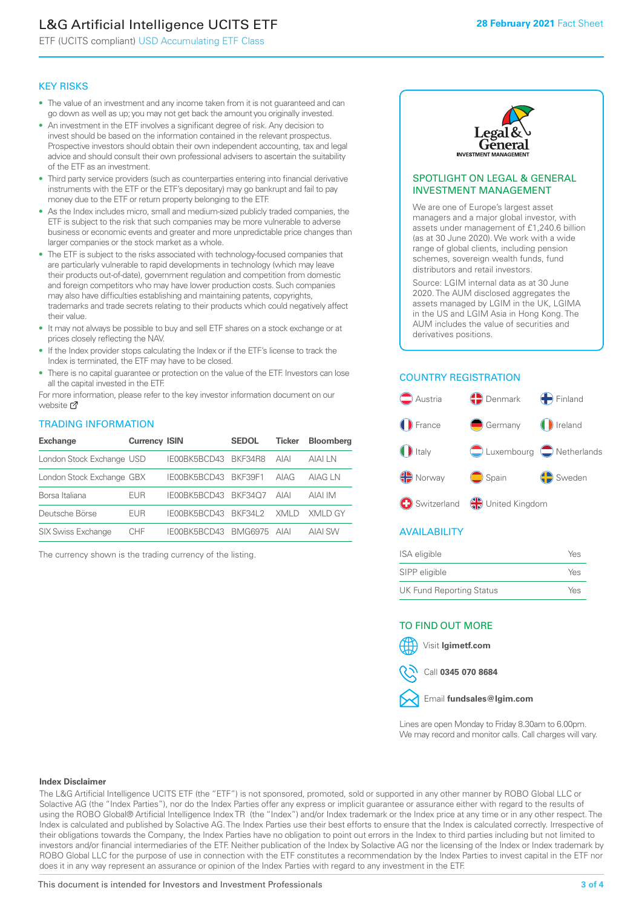# L&G Artificial Intelligence UCITS ETF

ETF (UCITS compliant) USD Accumulating ETF Class

28 February 2021 Fact Sheet

## KEY RISKS

- The value of an investment and any income taken from it is not guaranteed and can go down as well as up; you may not get back the amount you originally invested.
- An investment in the ETF involves a significant degree of risk. Any decision to invest should be based on the information contained in the relevant prospectus. Prospective investors should obtain their own independent accounting, tax and legal advice and should consult their own professional advisers to ascertain the suitability of the ETF as an investment.
- Third party service providers (such as counterparties entering into financial derivative instruments with the ETF or the ETF's depositary) may go bankrupt and fail to pay money due to the ETF or return property belonging to the ETF.
- As the Index includes micro, small and medium-sized publicly traded companies, the ETF is subject to the risk that such companies may be more vulnerable to adverse business or economic events and greater and more unpredictable price changes than larger companies or the stock market as a whole.
- The ETF is subject to the risks associated with technology-focused companies that are particularly vulnerable to rapid developments in technology (which may leave their products out-of-date), government regulation and competition from domestic and foreign competitors who may have lower production costs. Such companies may also have difficulties establishing and maintaining patents, copyrights, trademarks and trade secrets relating to their products which could negatively affect their value.
- It may not always be possible to buy and sell ETF shares on a stock exchange or at prices closely reflecting the NAV.
- If the Index provider stops calculating the Index or if the ETF's license to track the Index is terminated, the ETF may have to be closed.
- There is no capital guarantee or protection on the value of the ETF. Investors can lose all the capital invested in the ETF.

For more information, please refer to the key investor information document on our website

## TRADING INFORMATION

| Exchange | Currency | ISIN | SEDOL | Ticker | Bloomberg |
|---|---|---|---|---|---|
| London Stock Exchange | USD | IE00BK5BCD43 | BKF34R8 | AIAI | AIAI LN |
| London Stock Exchange | GBX | IE00BK5BCD43 | BKF39F1 | AIAG | AIAG LN |
| Borsa Italiana | EUR | IE00BK5BCD43 | BKF34Q7 | AIAI | AIAI IM |
| Deutsche Börse | EUR | IE00BK5BCD43 | BKF34L2 | XMLD | XMLD GY |
| SIX Swiss Exchange | CHF | IE00BK5BCD43 | BMG6975 | AIAI | AIAI SW |

The currency shown is the trading currency of the listing.

## SPOTLIGHT ON LEGAL & GENERAL INVESTMENT MANAGEMENT

We are one of Europe's largest asset managers and a major global investor, with assets under management of £1,240.6 billion (as at 30 June 2020). We work with a wide range of global clients, including pension schemes, sovereign wealth funds, fund distributors and retail investors.

Source: LGIM internal data as at 30 June 2020. The AUM disclosed aggregates the assets managed by LGIM in the UK, LGIMA in the US and LGIM Asia in Hong Kong. The AUM includes the value of securities and derivatives positions.

## COUNTRY REGISTRATION

Austria, Denmark, Finland, France, Germany, Ireland, Italy, Luxembourg, Netherlands, Norway, Spain, Sweden, Switzerland, United Kingdom

## AVAILABILITY

| | |
|---|---|
| ISA eligible | Yes |
| SIPP eligible | Yes |
| UK Fund Reporting Status | Yes |

## TO FIND OUT MORE

Visit **lgimetf.com**

Call **0345 070 8684**

Email **fundsales@lgim.com**

Lines are open Monday to Friday 8.30am to 6.00pm. We may record and monitor calls. Call charges will vary.

**Index Disclaimer**

The L&G Artificial Intelligence UCITS ETF (the "ETF") is not sponsored, promoted, sold or supported in any other manner by ROBO Global LLC or Solactive AG (the "Index Parties"), nor do the Index Parties offer any express or implicit guarantee or assurance either with regard to the results of using the ROBO Global® Artificial Intelligence Index TR (the "Index") and/or Index trademark or the Index price at any time or in any other respect. The Index is calculated and published by Solactive AG. The Index Parties use their best efforts to ensure that the Index is calculated correctly. Irrespective of their obligations towards the Company, the Index Parties have no obligation to point out errors in the Index to third parties including but not limited to investors and/or financial intermediaries of the ETF. Neither publication of the Index by Solactive AG nor the licensing of the Index or Index trademark by ROBO Global LLC for the purpose of use in connection with the ETF constitutes a recommendation by the Index Parties to invest capital in the ETF nor does it in any way represent an assurance or opinion of the Index Parties with regard to any investment in the ETF.

This document is intended for Investors and Investment Professionals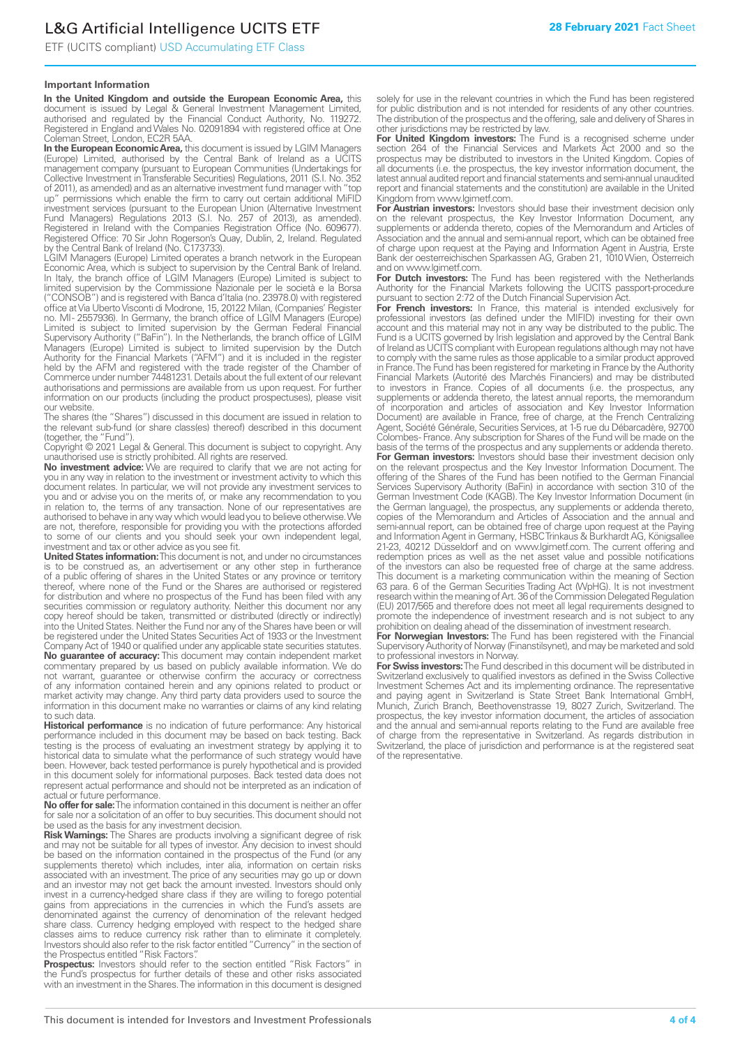### Important Information

**In the United Kingdom and outside the European Economic Area,** this document is issued by Legal & General Investment Management Limited, authorised and regulated by the Financial Conduct Authority, No. 119272. Registered in England and Wales No. 02091894 with registered office at One Coleman Street, London, EC2R 5AA.

**In the European Economic Area,** this document is issued by LGIM Managers (Europe) Limited, authorised by the Central Bank of Ireland as a UCITS management company (pursuant to European Communities (Undertakings for Collective Investment in Transferable Securities) Regulations, 2011 (S.I. No. 352 of 2011), as amended) and as an alternative investment fund manager with "top up" permissions which enable the firm to carry out certain additional MiFID investment services (pursuant to the European Union (Alternative Investment Fund Managers) Regulations 2013 (S.I. No. 257 of 2013), as amended). Registered in Ireland with the Companies Registration Office (No. 609677). Registered Office: 70 Sir John Rogerson's Quay, Dublin, 2, Ireland. Regulated by the Central Bank of Ireland (No. C173733).

LGIM Managers (Europe) Limited operates a branch network in the European Economic Area, which is subject to supervision by the Central Bank of Ireland. In Italy, the branch office of LGIM Managers (Europe) Limited is subject to limited supervision by the Commissione Nazionale per le società e la Borsa ("CONSOB") and is registered with Banca d'Italia (no. 23978.0) with registered office at Via Uberto Visconti di Modrone, 15, 20122 Milan, (Companies' Register no. MI - 2557936). In Germany, the branch office of LGIM Managers (Europe) Limited is subject to limited supervision by the German Federal Financial Supervisory Authority ("BaFin"). In the Netherlands, the branch office of LGIM Managers (Europe) Limited is subject to limited supervision by the Dutch Authority for the Financial Markets ("AFM") and it is included in the register held by the AFM and registered with the trade register of the Chamber of Commerce under number 74481231. Details about the full extent of our relevant authorisations and permissions are available from us upon request. For further information on our products (including the product prospectuses), please visit our website.

The shares (the "Shares") discussed in this document are issued in relation to the relevant sub-fund (or share class(es) thereof) described in this document (together, the "Fund").

Copyright © 2021 Legal & General. This document is subject to copyright. Any unauthorised use is strictly prohibited. All rights are reserved.

**No investment advice:** We are required to clarify that we are not acting for you in any way in relation to the investment or investment activity to which this document relates. In particular, we will not provide any investment services to you and or advise you on the merits of, or make any recommendation to you in relation to, the terms of any transaction. None of our representatives are authorised to behave in any way which would lead you to believe otherwise. We are not, therefore, responsible for providing you with the protections afforded to some of our clients and you should seek your own independent legal, investment and tax or other advice as you see fit.

**United States information:** This document is not, and under no circumstances is to be construed as, an advertisement or any other step in furtherance of a public offering of shares in the United States or any province or territory thereof, where none of the Fund or the Shares are authorised or registered for distribution and where no prospectus of the Fund has been filed with any securities commission or regulatory authority. Neither this document nor any copy hereof should be taken, transmitted or distributed (directly or indirectly) into the United States. Neither the Fund nor any of the Shares have been or will be registered under the United States Securities Act of 1933 or the Investment Company Act of 1940 or qualified under any applicable state securities statutes.

**No guarantee of accuracy:** This document may contain independent market commentary prepared by us based on publicly available information. We do not warrant, guarantee or otherwise confirm the accuracy or correctness of any information contained herein and any opinions related to product or market activity may change. Any third party data providers used to source the information in this document make no warranties or claims of any kind relating to such data.

**Historical performance** is no indication of future performance: Any historical performance included in this document may be based on back testing. Back testing is the process of evaluating an investment strategy by applying it to historical data to simulate what the performance of such strategy would have been. However, back tested performance is purely hypothetical and is provided in this document solely for informational purposes. Back tested data does not represent actual performance and should not be interpreted as an indication of actual or future performance.

**No offer for sale:** The information contained in this document is neither an offer for sale nor a solicitation of an offer to buy securities. This document should not be used as the basis for any investment decision.

**Risk Warnings:** The Shares are products involving a significant degree of risk and may not be suitable for all types of investor. Any decision to invest should be based on the information contained in the prospectus of the Fund (or any supplements thereto) which includes, inter alia, information on certain risks associated with an investment. The price of any securities may go up or down and an investor may not get back the amount invested. Investors should only invest in a currency-hedged share class if they are willing to forego potential gains from appreciations in the currencies in which the Fund's assets are denominated against the currency of denomination of the relevant hedged share class. Currency hedging employed with respect to the hedged share classes aims to reduce currency risk rather than to eliminate it completely. Investors should also refer to the risk factor entitled "Currency" in the section of the Prospectus entitled "Risk Factors".

**Prospectus:** Investors should refer to the section entitled "Risk Factors" in the Fund's prospectus for further details of these and other risks associated with an investment in the Shares. The information in this document is designed solely for use in the relevant countries in which the Fund has been registered for public distribution and is not intended for residents of any other countries. The distribution of the prospectus and the offering, sale and delivery of Shares in other jurisdictions may be restricted by law.

**For United Kingdom investors:** The Fund is a recognised scheme under section 264 of the Financial Services and Markets Act 2000 and so the prospectus may be distributed to investors in the United Kingdom. Copies of all documents (i.e. the prospectus, the key investor information document, the latest annual audited report and financial statements and semi-annual unaudited report and financial statements and the constitution) are available in the United Kingdom from www.lgimetf.com.

**For Austrian investors:** Investors should base their investment decision only on the relevant prospectus, the Key Investor Information Document, any supplements or addenda thereto, copies of the Memorandum and Articles of Association and the annual and semi-annual report, which can be obtained free of charge upon request at the Paying and Information Agent in Austria, Erste Bank der oesterreichischen Sparkassen AG, Graben 21, 1010 Wien, Österreich and on www.lgimetf.com.

**For Dutch investors:** The Fund has been registered with the Netherlands Authority for the Financial Markets following the UCITS passport-procedure pursuant to section 2:72 of the Dutch Financial Supervision Act.

**For French investors:** In France, this material is intended exclusively for professional investors (as defined under the MIFID) investing for their own account and this material may not in any way be distributed to the public. The Fund is a UCITS governed by Irish legislation and approved by the Central Bank of Ireland as UCITS compliant with European regulations although may not have to comply with the same rules as those applicable to a similar product approved in France. The Fund has been registered for marketing in France by the Authority Financial Markets (Autorité des Marchés Financiers) and may be distributed to investors in France. Copies of all documents (i.e. the prospectus, any supplements or addenda thereto, the latest annual reports, the memorandum of incorporation and articles of association and Key Investor Information Document) are available in France, free of charge, at the French Centralizing Agent, Société Générale, Securities Services, at 1-5 rue du Débarcadère, 92700 Colombes- France. Any subscription for Shares of the Fund will be made on the basis of the terms of the prospectus and any supplements or addenda thereto.

**For German investors:** Investors should base their investment decision only on the relevant prospectus and the Key Investor Information Document. The offering of the Shares of the Fund has been notified to the German Financial Services Supervisory Authority (BaFin) in accordance with section 310 of the German Investment Code (KAGB). The Key Investor Information Document (in the German language), the prospectus, any supplements or addenda thereto, copies of the Memorandum and Articles of Association and the annual and semi-annual report, can be obtained free of charge upon request at the Paying and Information Agent in Germany, HSBC Trinkaus & Burkhardt AG, Königsallee 21-23, 40212 Düsseldorf and on www.lgimetf.com. The current offering and redemption prices as well as the net asset value and possible notifications of the investors can also be requested free of charge at the same address. This document is a marketing communication within the meaning of Section 63 para. 6 of the German Securities Trading Act (WpHG). It is not investment research within the meaning of Art. 36 of the Commission Delegated Regulation (EU) 2017/565 and therefore does not meet all legal requirements designed to promote the independence of investment research and is not subject to any prohibition on dealing ahead of the dissemination of investment research.

**For Norwegian Investors:** The Fund has been registered with the Financial Supervisory Authority of Norway (Finanstilsynet), and may be marketed and sold to professional investors in Norway.

**For Swiss investors:** The Fund described in this document will be distributed in Switzerland exclusively to qualified investors as defined in the Swiss Collective Investment Schemes Act and its implementing ordinance. The representative and paying agent in Switzerland is State Street Bank International GmbH, Munich, Zurich Branch, Beethovenstrasse 19, 8027 Zurich, Switzerland. The prospectus, the key investor information document, the articles of association and the annual and semi-annual reports relating to the Fund are available free of charge from the representative in Switzerland. As regards distribution in Switzerland, the place of jurisdiction and performance is at the registered seat of the representative.

This document is intended for Investors and Investment Professionals